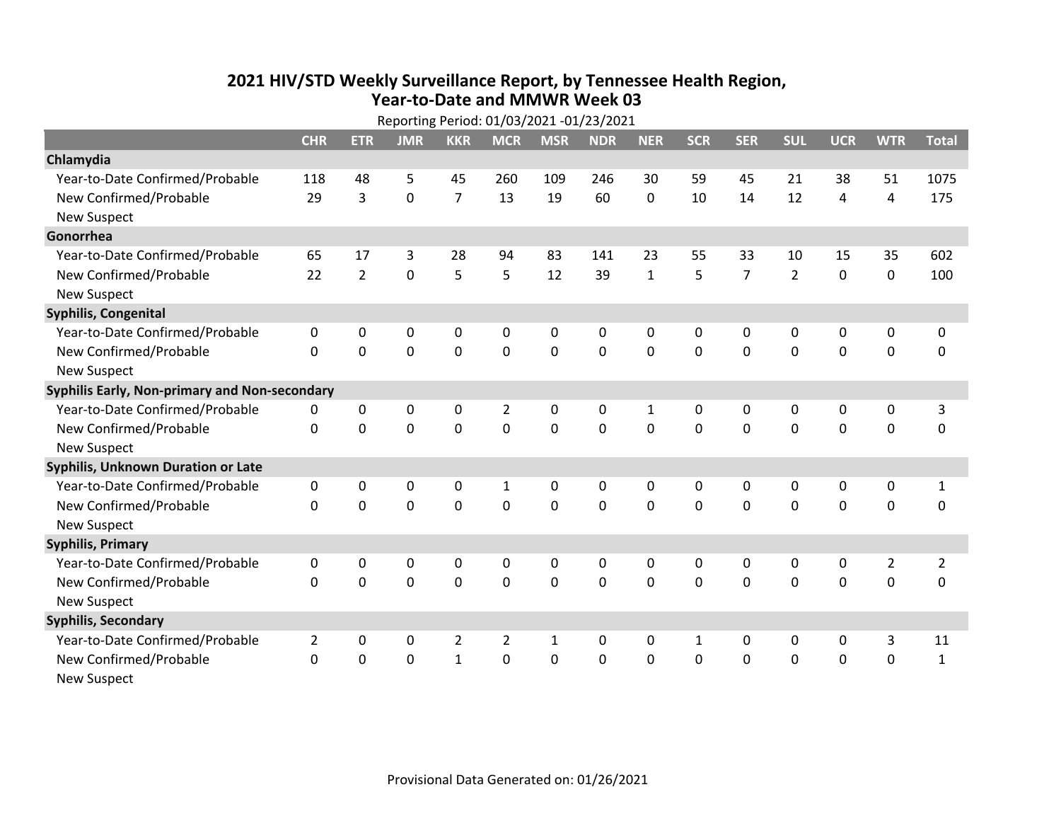# 2021 HIV/STD Weekly Surveillance Report, by Tennessee Health Region, Year-to-Date and MMWR Week 03

Reporting Period: 01/03/2021 -01/23/2021

| | CHR | ETR | JMR | KKR | MCR | MSR | NDR | NER | SCR | SER | SUL | UCR | WTR | Total |
|---|---|---|---|---|---|---|---|---|---|---|---|---|---|---|
| **Chlamydia** | | | | | | | | | | | | | | |
| Year-to-Date Confirmed/Probable | 118 | 48 | 5 | 45 | 260 | 109 | 246 | 30 | 59 | 45 | 21 | 38 | 51 | 1075 |
| New Confirmed/Probable | 29 | 3 | 0 | 7 | 13 | 19 | 60 | 0 | 10 | 14 | 12 | 4 | 4 | 175 |
| New Suspect | | | | | | | | | | | | | | |
| **Gonorrhea** | | | | | | | | | | | | | | |
| Year-to-Date Confirmed/Probable | 65 | 17 | 3 | 28 | 94 | 83 | 141 | 23 | 55 | 33 | 10 | 15 | 35 | 602 |
| New Confirmed/Probable | 22 | 2 | 0 | 5 | 5 | 12 | 39 | 1 | 5 | 7 | 2 | 0 | 0 | 100 |
| New Suspect | | | | | | | | | | | | | | |
| **Syphilis, Congenital** | | | | | | | | | | | | | | |
| Year-to-Date Confirmed/Probable | 0 | 0 | 0 | 0 | 0 | 0 | 0 | 0 | 0 | 0 | 0 | 0 | 0 | 0 |
| New Confirmed/Probable | 0 | 0 | 0 | 0 | 0 | 0 | 0 | 0 | 0 | 0 | 0 | 0 | 0 | 0 |
| New Suspect | | | | | | | | | | | | | | |
| **Syphilis Early, Non-primary and Non-secondary** | | | | | | | | | | | | | | |
| Year-to-Date Confirmed/Probable | 0 | 0 | 0 | 0 | 2 | 0 | 0 | 1 | 0 | 0 | 0 | 0 | 0 | 3 |
| New Confirmed/Probable | 0 | 0 | 0 | 0 | 0 | 0 | 0 | 0 | 0 | 0 | 0 | 0 | 0 | 0 |
| New Suspect | | | | | | | | | | | | | | |
| **Syphilis, Unknown Duration or Late** | | | | | | | | | | | | | | |
| Year-to-Date Confirmed/Probable | 0 | 0 | 0 | 0 | 1 | 0 | 0 | 0 | 0 | 0 | 0 | 0 | 0 | 1 |
| New Confirmed/Probable | 0 | 0 | 0 | 0 | 0 | 0 | 0 | 0 | 0 | 0 | 0 | 0 | 0 | 0 |
| New Suspect | | | | | | | | | | | | | | |
| **Syphilis, Primary** | | | | | | | | | | | | | | |
| Year-to-Date Confirmed/Probable | 0 | 0 | 0 | 0 | 0 | 0 | 0 | 0 | 0 | 0 | 0 | 0 | 2 | 2 |
| New Confirmed/Probable | 0 | 0 | 0 | 0 | 0 | 0 | 0 | 0 | 0 | 0 | 0 | 0 | 0 | 0 |
| New Suspect | | | | | | | | | | | | | | |
| **Syphilis, Secondary** | | | | | | | | | | | | | | |
| Year-to-Date Confirmed/Probable | 2 | 0 | 0 | 2 | 2 | 1 | 0 | 0 | 1 | 0 | 0 | 0 | 3 | 11 |
| New Confirmed/Probable | 0 | 0 | 0 | 1 | 0 | 0 | 0 | 0 | 0 | 0 | 0 | 0 | 0 | 1 |
| New Suspect | | | | | | | | | | | | | | |

Provisional Data Generated on: 01/26/2021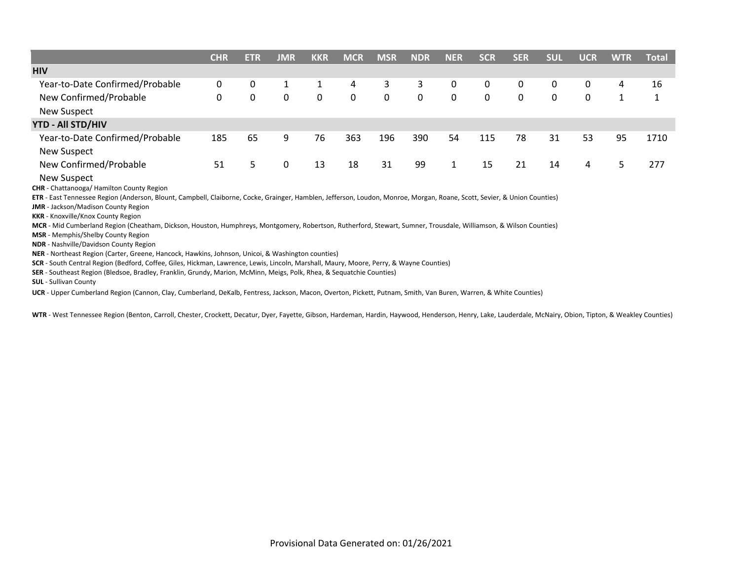| | CHR | ETR | JMR | KKR | MCR | MSR | NDR | NER | SCR | SER | SUL | UCR | WTR | Total |
|---|---|---|---|---|---|---|---|---|---|---|---|---|---|---|
| **HIV** | | | | | | | | | | | | | | |
| Year-to-Date Confirmed/Probable | 0 | 0 | 1 | 1 | 4 | 3 | 3 | 0 | 0 | 0 | 0 | 0 | 4 | 16 |
| New Confirmed/Probable | 0 | 0 | 0 | 0 | 0 | 0 | 0 | 0 | 0 | 0 | 0 | 0 | 1 | 1 |
| New Suspect | | | | | | | | | | | | | | |
| **YTD - All STD/HIV** | | | | | | | | | | | | | | |
| Year-to-Date Confirmed/Probable | 185 | 65 | 9 | 76 | 363 | 196 | 390 | 54 | 115 | 78 | 31 | 53 | 95 | 1710 |
| New Suspect | | | | | | | | | | | | | | |
| New Confirmed/Probable | 51 | 5 | 0 | 13 | 18 | 31 | 99 | 1 | 15 | 21 | 14 | 4 | 5 | 277 |
| New Suspect | | | | | | | | | | | | | | |

**CHR** - Chattanooga/ Hamilton County Region

**ETR** - East Tennessee Region (Anderson, Blount, Campbell, Claiborne, Cocke, Grainger, Hamblen, Jefferson, Loudon, Monroe, Morgan, Roane, Scott, Sevier, & Union Counties)

**JMR** - Jackson/Madison County Region

**KKR** - Knoxville/Knox County Region

**MCR** - Mid Cumberland Region (Cheatham, Dickson, Houston, Humphreys, Montgomery, Robertson, Rutherford, Stewart, Sumner, Trousdale, Williamson, & Wilson Counties)

**MSR** - Memphis/Shelby County Region

**NDR** - Nashville/Davidson County Region

**NER** - Northeast Region (Carter, Greene, Hancock, Hawkins, Johnson, Unicoi, & Washington counties)

**SCR** - South Central Region (Bedford, Coffee, Giles, Hickman, Lawrence, Lewis, Lincoln, Marshall, Maury, Moore, Perry, & Wayne Counties)

**SER** - Southeast Region (Bledsoe, Bradley, Franklin, Grundy, Marion, McMinn, Meigs, Polk, Rhea, & Sequatchie Counties)

**SUL** - Sullivan County

**UCR** - Upper Cumberland Region (Cannon, Clay, Cumberland, DeKalb, Fentress, Jackson, Macon, Overton, Pickett, Putnam, Smith, Van Buren, Warren, & White Counties)

**WTR** - West Tennessee Region (Benton, Carroll, Chester, Crockett, Decatur, Dyer, Fayette, Gibson, Hardeman, Hardin, Haywood, Henderson, Henry, Lake, Lauderdale, McNairy, Obion, Tipton, & Weakley Counties)

Provisional Data Generated on: 01/26/2021